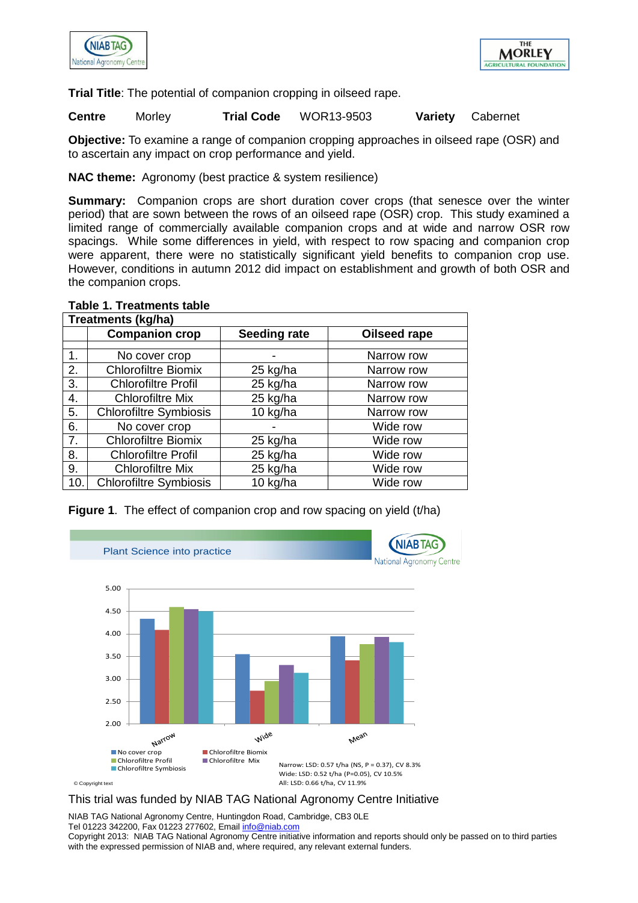**Trial Title**: The potential of companion cropping in oilseed rape.

**Centre** Morley **Trial Code** WOR13-9503 **Variety** Cabernet

**Objective:** To examine a range of companion cropping approaches in oilseed rape (OSR) and to ascertain any impact on crop performance and yield.

**NAC theme:** Agronomy (best practice & system resilience)

**Summary:** Companion crops are short duration cover crops (that senesce over the winter period) that are sown between the rows of an oilseed rape (OSR) crop. This study examined a limited range of commercially available companion crops and at wide and narrow OSR row spacings. While some differences in yield, with respect to row spacing and companion crop were apparent, there were no statistically significant yield benefits to companion crop use. However, conditions in autumn 2012 did impact on establishment and growth of both OSR and the companion crops.

**Table 1. Treatments table**

| Treatments (kg/ha) | | | |
|---|---|---|---|
| | **Companion crop** | **Seeding rate** | **Oilseed rape** |
| 1. | No cover crop | - | Narrow row |
| 2. | Chlorofiltre Biomix | 25 kg/ha | Narrow row |
| 3. | Chlorofiltre Profil | 25 kg/ha | Narrow row |
| 4. | Chlorofiltre Mix | 25 kg/ha | Narrow row |
| 5. | Chlorofiltre Symbiosis | 10 kg/ha | Narrow row |
| 6. | No cover crop | - | Wide row |
| 7. | Chlorofiltre Biomix | 25 kg/ha | Wide row |
| 8. | Chlorofiltre Profil | 25 kg/ha | Wide row |
| 9. | Chlorofiltre Mix | 25 kg/ha | Wide row |
| 10. | Chlorofiltre Symbiosis | 10 kg/ha | Wide row |

**Figure 1**. The effect of companion crop and row spacing on yield (t/ha)

Narrow: LSD: 0.57 t/ha (NS, P = 0.37), CV 8.3%
Wide: LSD: 0.52 t/ha (P=0.05), CV 10.5%
All: LSD: 0.66 t/ha, CV 11.9%

This trial was funded by NIAB TAG National Agronomy Centre Initiative

NIAB TAG National Agronomy Centre, Huntingdon Road, Cambridge, CB3 0LE
Tel 01223 342200, Fax 01223 277602, Email info@niab.com
Copyright 2013: NIAB TAG National Agronomy Centre initiative information and reports should only be passed on to third parties with the expressed permission of NIAB and, where required, any relevant external funders.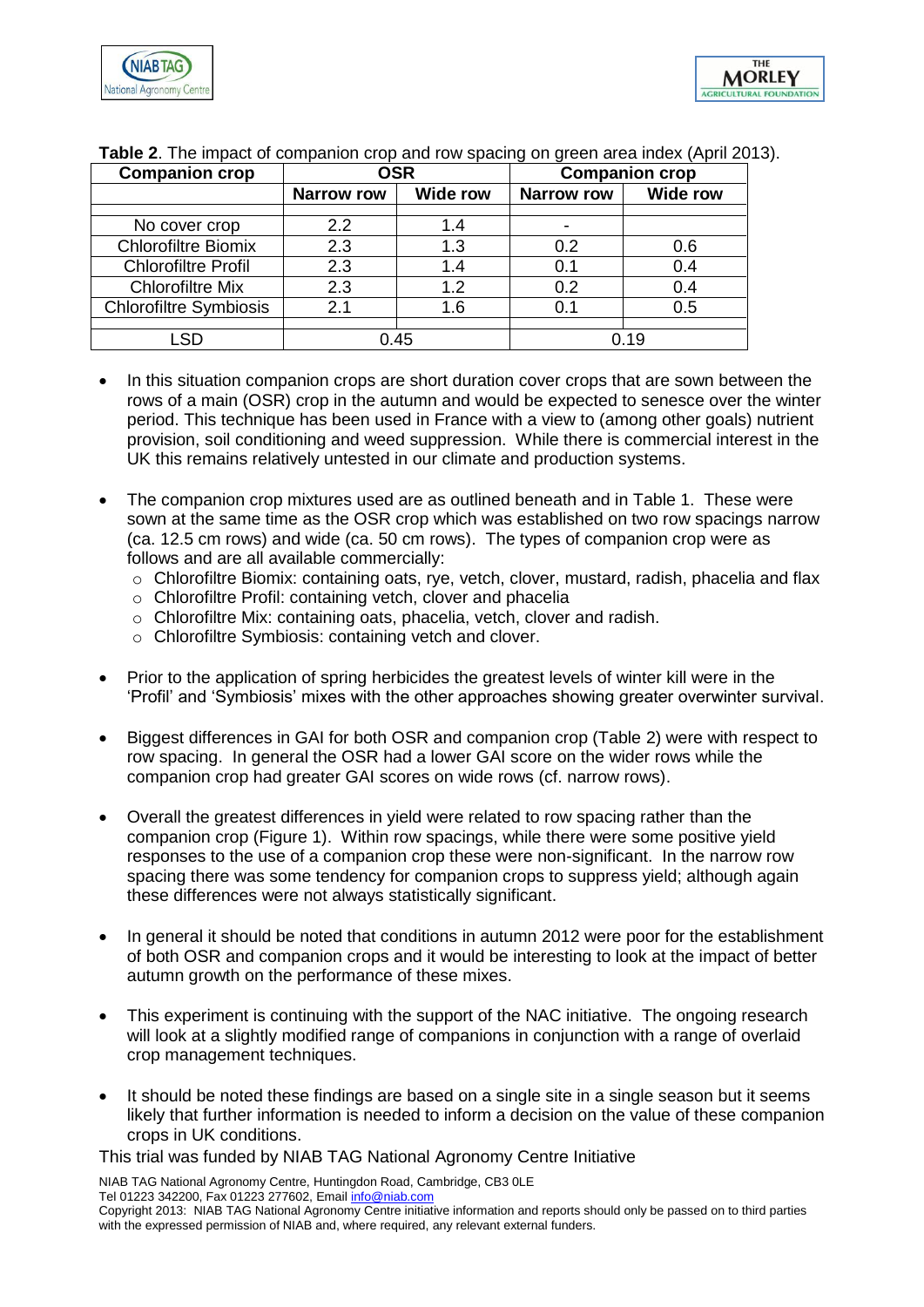**Table 2**. The impact of companion crop and row spacing on green area index (April 2013).

| Companion crop | OSR | | Companion crop | |
|---|---|---|---|---|
| | Narrow row | Wide row | Narrow row | Wide row |
| No cover crop | 2.2 | 1.4 | - | |
| Chlorofiltre Biomix | 2.3 | 1.3 | 0.2 | 0.6 |
| Chlorofiltre Profil | 2.3 | 1.4 | 0.1 | 0.4 |
| Chlorofiltre Mix | 2.3 | 1.2 | 0.2 | 0.4 |
| Chlorofiltre Symbiosis | 2.1 | 1.6 | 0.1 | 0.5 |
| LSD | 0.45 | | 0.19 | |

- In this situation companion crops are short duration cover crops that are sown between the rows of a main (OSR) crop in the autumn and would be expected to senesce over the winter period. This technique has been used in France with a view to (among other goals) nutrient provision, soil conditioning and weed suppression. While there is commercial interest in the UK this remains relatively untested in our climate and production systems.

- The companion crop mixtures used are as outlined beneath and in Table 1. These were sown at the same time as the OSR crop which was established on two row spacings narrow (ca. 12.5 cm rows) and wide (ca. 50 cm rows). The types of companion crop were as follows and are all available commercially:
  - Chlorofiltre Biomix: containing oats, rye, vetch, clover, mustard, radish, phacelia and flax
  - Chlorofiltre Profil: containing vetch, clover and phacelia
  - Chlorofiltre Mix: containing oats, phacelia, vetch, clover and radish.
  - Chlorofiltre Symbiosis: containing vetch and clover.

- Prior to the application of spring herbicides the greatest levels of winter kill were in the 'Profil' and 'Symbiosis' mixes with the other approaches showing greater overwinter survival.

- Biggest differences in GAI for both OSR and companion crop (Table 2) were with respect to row spacing. In general the OSR had a lower GAI score on the wider rows while the companion crop had greater GAI scores on wide rows (cf. narrow rows).

- Overall the greatest differences in yield were related to row spacing rather than the companion crop (Figure 1). Within row spacings, while there were some positive yield responses to the use of a companion crop these were non-significant. In the narrow row spacing there was some tendency for companion crops to suppress yield; although again these differences were not always statistically significant.

- In general it should be noted that conditions in autumn 2012 were poor for the establishment of both OSR and companion crops and it would be interesting to look at the impact of better autumn growth on the performance of these mixes.

- This experiment is continuing with the support of the NAC initiative. The ongoing research will look at a slightly modified range of companions in conjunction with a range of overlaid crop management techniques.

- It should be noted these findings are based on a single site in a single season but it seems likely that further information is needed to inform a decision on the value of these companion crops in UK conditions.

This trial was funded by NIAB TAG National Agronomy Centre Initiative

NIAB TAG National Agronomy Centre, Huntingdon Road, Cambridge, CB3 0LE
Tel 01223 342200, Fax 01223 277602, Email info@niab.com
Copyright 2013: NIAB TAG National Agronomy Centre initiative information and reports should only be passed on to third parties with the expressed permission of NIAB and, where required, any relevant external funders.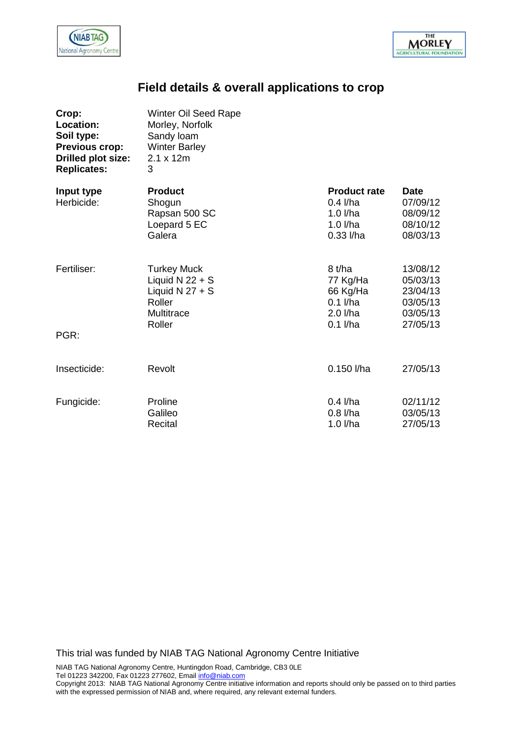## Field details & overall applications to crop

| | |
|---|---|
| **Crop:** | Winter Oil Seed Rape |
| **Location:** | Morley, Norfolk |
| **Soil type:** | Sandy loam |
| **Previous crop:** | Winter Barley |
| **Drilled plot size:** | 2.1 x 12m |
| **Replicates:** | 3 |

| **Input type** | **Product** | **Product rate** | **Date** |
|---|---|---|---|
| Herbicide: | Shogun | 0.4 l/ha | 07/09/12 |
| | Rapsan 500 SC | 1.0 l/ha | 08/09/12 |
| | Loepard 5 EC | 1.0 l/ha | 08/10/12 |
| | Galera | 0.33 l/ha | 08/03/13 |
| Fertiliser: | Turkey Muck | 8 t/ha | 13/08/12 |
| | Liquid N 22 + S | 77 Kg/Ha | 05/03/13 |
| | Liquid N 27 + S | 66 Kg/Ha | 23/04/13 |
| | Roller | 0.1 l/ha | 03/05/13 |
| | Multitrace | 2.0 l/ha | 03/05/13 |
| | Roller | 0.1 l/ha | 27/05/13 |
| PGR: | | | |
| Insecticide: | Revolt | 0.150 l/ha | 27/05/13 |
| Fungicide: | Proline | 0.4 l/ha | 02/11/12 |
| | Galileo | 0.8 l/ha | 03/05/13 |
| | Recital | 1.0 l/ha | 27/05/13 |

This trial was funded by NIAB TAG National Agronomy Centre Initiative

NIAB TAG National Agronomy Centre, Huntingdon Road, Cambridge, CB3 0LE
Tel 01223 342200, Fax 01223 277602, Email info@niab.com
Copyright 2013: NIAB TAG National Agronomy Centre initiative information and reports should only be passed on to third parties with the expressed permission of NIAB and, where required, any relevant external funders.